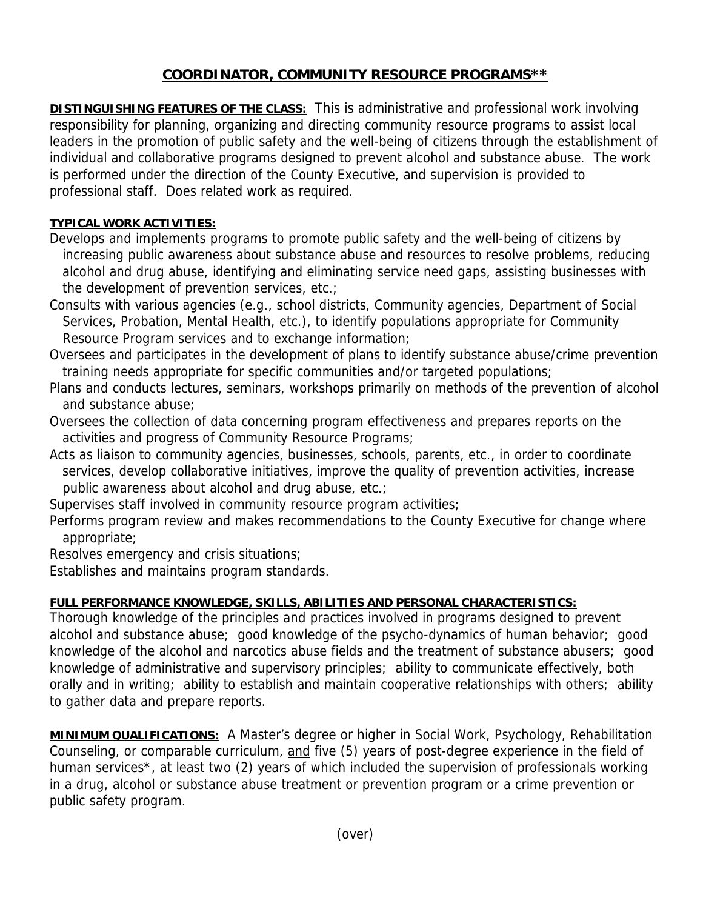# COORDINATOR, COMMUNITY RESOURCE PROGRAMS**

**DISTINGUISHING FEATURES OF THE CLASS:** This is administrative and professional work involving responsibility for planning, organizing and directing community resource programs to assist local leaders in the promotion of public safety and the well-being of citizens through the establishment of individual and collaborative programs designed to prevent alcohol and substance abuse. The work is performed under the direction of the County Executive, and supervision is provided to professional staff. Does related work as required.

**TYPICAL WORK ACTIVITIES:**

Develops and implements programs to promote public safety and the well-being of citizens by increasing public awareness about substance abuse and resources to resolve problems, reducing alcohol and drug abuse, identifying and eliminating service need gaps, assisting businesses with the development of prevention services, etc.;

Consults with various agencies (e.g., school districts, Community agencies, Department of Social Services, Probation, Mental Health, etc.), to identify populations appropriate for Community Resource Program services and to exchange information;

Oversees and participates in the development of plans to identify substance abuse/crime prevention training needs appropriate for specific communities and/or targeted populations;

Plans and conducts lectures, seminars, workshops primarily on methods of the prevention of alcohol and substance abuse;

Oversees the collection of data concerning program effectiveness and prepares reports on the activities and progress of Community Resource Programs;

Acts as liaison to community agencies, businesses, schools, parents, etc., in order to coordinate services, develop collaborative initiatives, improve the quality of prevention activities, increase public awareness about alcohol and drug abuse, etc.;

Supervises staff involved in community resource program activities;

Performs program review and makes recommendations to the County Executive for change where appropriate;

Resolves emergency and crisis situations;

Establishes and maintains program standards.

**FULL PERFORMANCE KNOWLEDGE, SKILLS, ABILITIES AND PERSONAL CHARACTERISTICS:**

Thorough knowledge of the principles and practices involved in programs designed to prevent alcohol and substance abuse; good knowledge of the psycho-dynamics of human behavior; good knowledge of the alcohol and narcotics abuse fields and the treatment of substance abusers; good knowledge of administrative and supervisory principles; ability to communicate effectively, both orally and in writing; ability to establish and maintain cooperative relationships with others; ability to gather data and prepare reports.

**MINIMUM QUALIFICATIONS:** A Master's degree or higher in Social Work, Psychology, Rehabilitation Counseling, or comparable curriculum, <u>and</u> five (5) years of post-degree experience in the field of human services*, at least two (2) years of which included the supervision of professionals working in a drug, alcohol or substance abuse treatment or prevention program or a crime prevention or public safety program.

(over)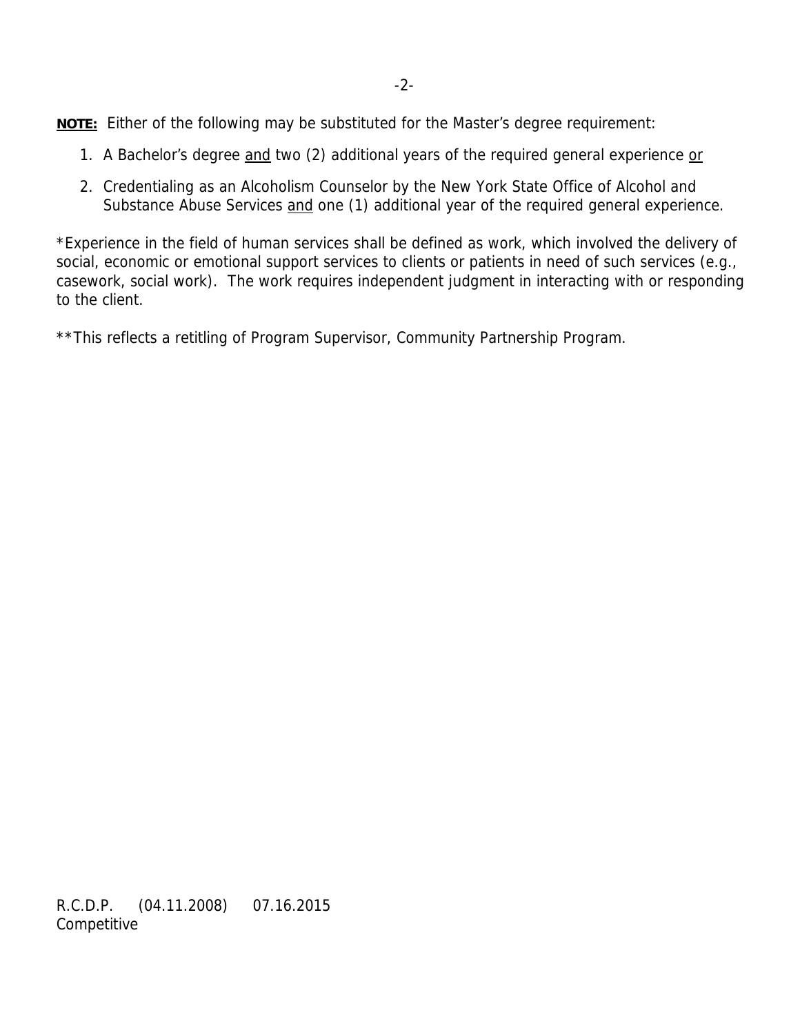**NOTE:** Either of the following may be substituted for the Master's degree requirement:

1. A Bachelor's degree and two (2) additional years of the required general experience or
2. Credentialing as an Alcoholism Counselor by the New York State Office of Alcohol and Substance Abuse Services and one (1) additional year of the required general experience.

*Experience in the field of human services shall be defined as work, which involved the delivery of social, economic or emotional support services to clients or patients in need of such services (e.g., casework, social work). The work requires independent judgment in interacting with or responding to the client.

**This reflects a retitling of Program Supervisor, Community Partnership Program.

R.C.D.P. (04.11.2008) 07.16.2015
Competitive